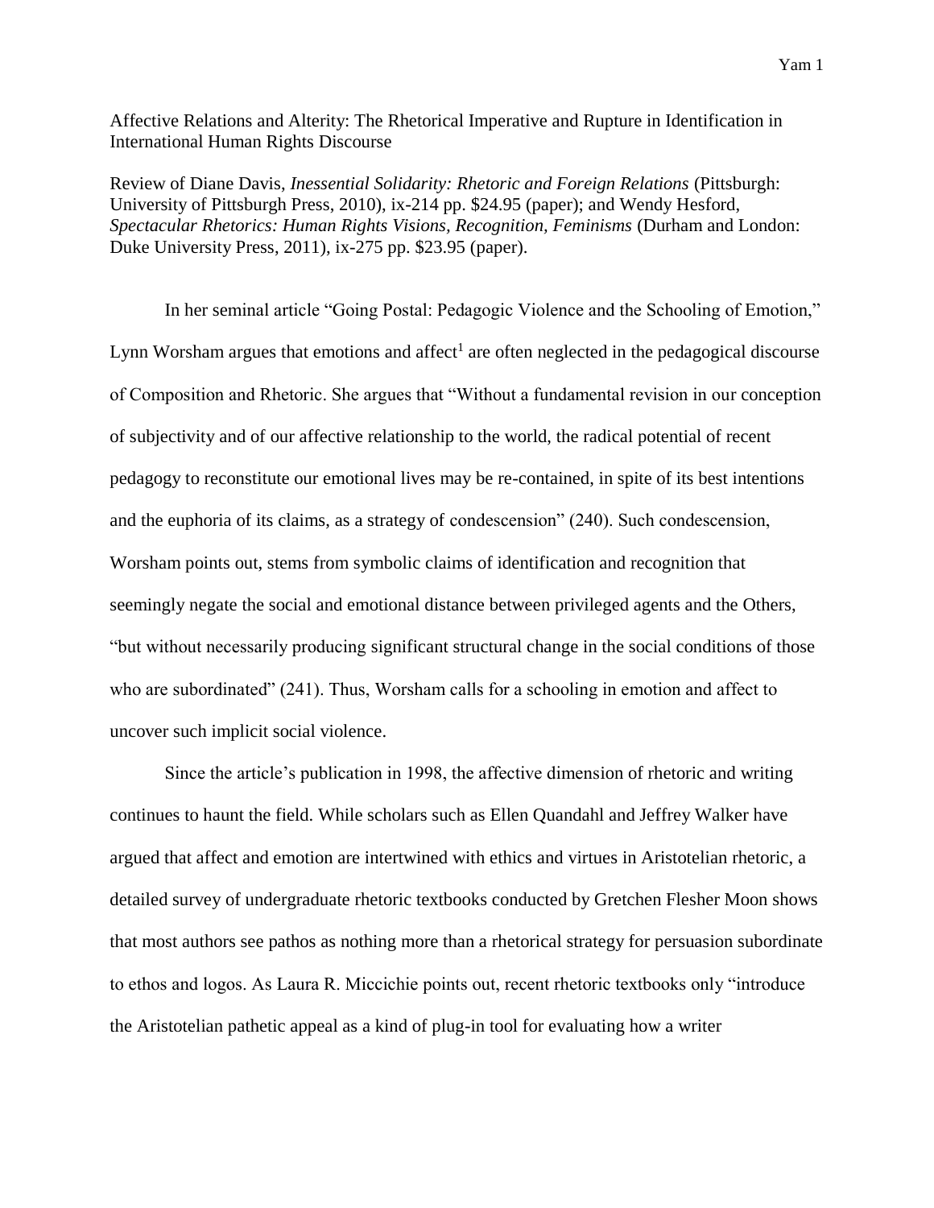# Affective Relations and Alterity: The Rhetorical Imperative and Rupture in Identification in International Human Rights Discourse

Review of Diane Davis, *Inessential Solidarity: Rhetoric and Foreign Relations* (Pittsburgh: University of Pittsburgh Press, 2010), ix-214 pp. $24.95 (paper); and Wendy Hesford, *Spectacular Rhetorics: Human Rights Visions, Recognition, Feminisms* (Durham and London: Duke University Press, 2011), ix-275 pp. $23.95 (paper).

In her seminal article "Going Postal: Pedagogic Violence and the Schooling of Emotion," Lynn Worsham argues that emotions and affect[1] are often neglected in the pedagogical discourse of Composition and Rhetoric. She argues that "Without a fundamental revision in our conception of subjectivity and of our affective relationship to the world, the radical potential of recent pedagogy to reconstitute our emotional lives may be re-contained, in spite of its best intentions and the euphoria of its claims, as a strategy of condescension" (240). Such condescension, Worsham points out, stems from symbolic claims of identification and recognition that seemingly negate the social and emotional distance between privileged agents and the Others, "but without necessarily producing significant structural change in the social conditions of those who are subordinated" (241). Thus, Worsham calls for a schooling in emotion and affect to uncover such implicit social violence.

Since the article's publication in 1998, the affective dimension of rhetoric and writing continues to haunt the field. While scholars such as Ellen Quandahl and Jeffrey Walker have argued that affect and emotion are intertwined with ethics and virtues in Aristotelian rhetoric, a detailed survey of undergraduate rhetoric textbooks conducted by Gretchen Flesher Moon shows that most authors see pathos as nothing more than a rhetorical strategy for persuasion subordinate to ethos and logos. As Laura R. Micciche points out, recent rhetoric textbooks only "introduce the Aristotelian pathetic appeal as a kind of plug-in tool for evaluating how a writer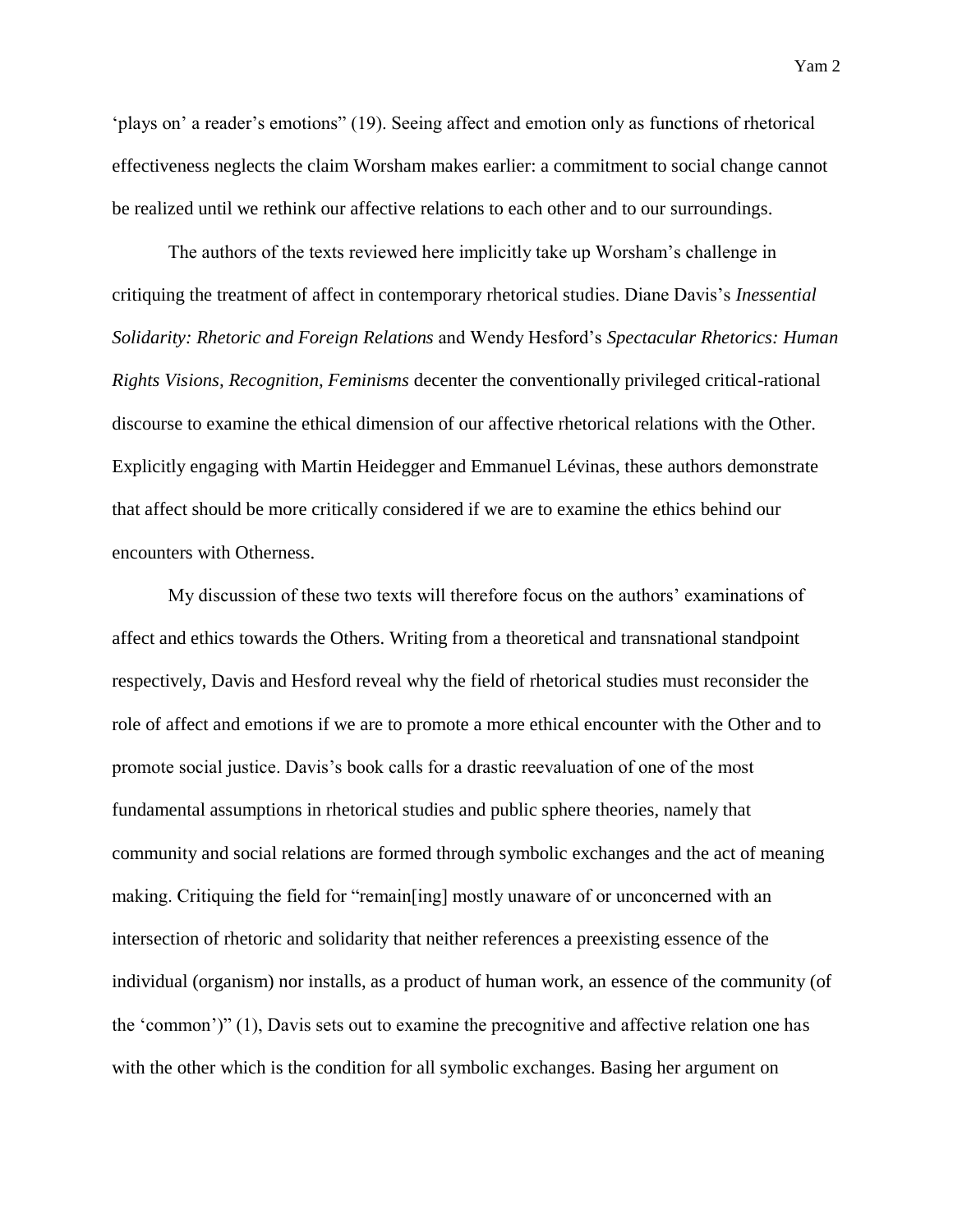'plays on' a reader's emotions" (19). Seeing affect and emotion only as functions of rhetorical effectiveness neglects the claim Worsham makes earlier: a commitment to social change cannot be realized until we rethink our affective relations to each other and to our surroundings.

The authors of the texts reviewed here implicitly take up Worsham's challenge in critiquing the treatment of affect in contemporary rhetorical studies. Diane Davis's *Inessential Solidarity: Rhetoric and Foreign Relations* and Wendy Hesford's *Spectacular Rhetorics: Human Rights Visions, Recognition, Feminisms* decenter the conventionally privileged critical-rational discourse to examine the ethical dimension of our affective rhetorical relations with the Other. Explicitly engaging with Martin Heidegger and Emmanuel Lévinas, these authors demonstrate that affect should be more critically considered if we are to examine the ethics behind our encounters with Otherness.

My discussion of these two texts will therefore focus on the authors' examinations of affect and ethics towards the Others. Writing from a theoretical and transnational standpoint respectively, Davis and Hesford reveal why the field of rhetorical studies must reconsider the role of affect and emotions if we are to promote a more ethical encounter with the Other and to promote social justice. Davis's book calls for a drastic reevaluation of one of the most fundamental assumptions in rhetorical studies and public sphere theories, namely that community and social relations are formed through symbolic exchanges and the act of meaning making. Critiquing the field for "remain[ing] mostly unaware of or unconcerned with an intersection of rhetoric and solidarity that neither references a preexisting essence of the individual (organism) nor installs, as a product of human work, an essence of the community (of the 'common')" (1), Davis sets out to examine the precognitive and affective relation one has with the other which is the condition for all symbolic exchanges. Basing her argument on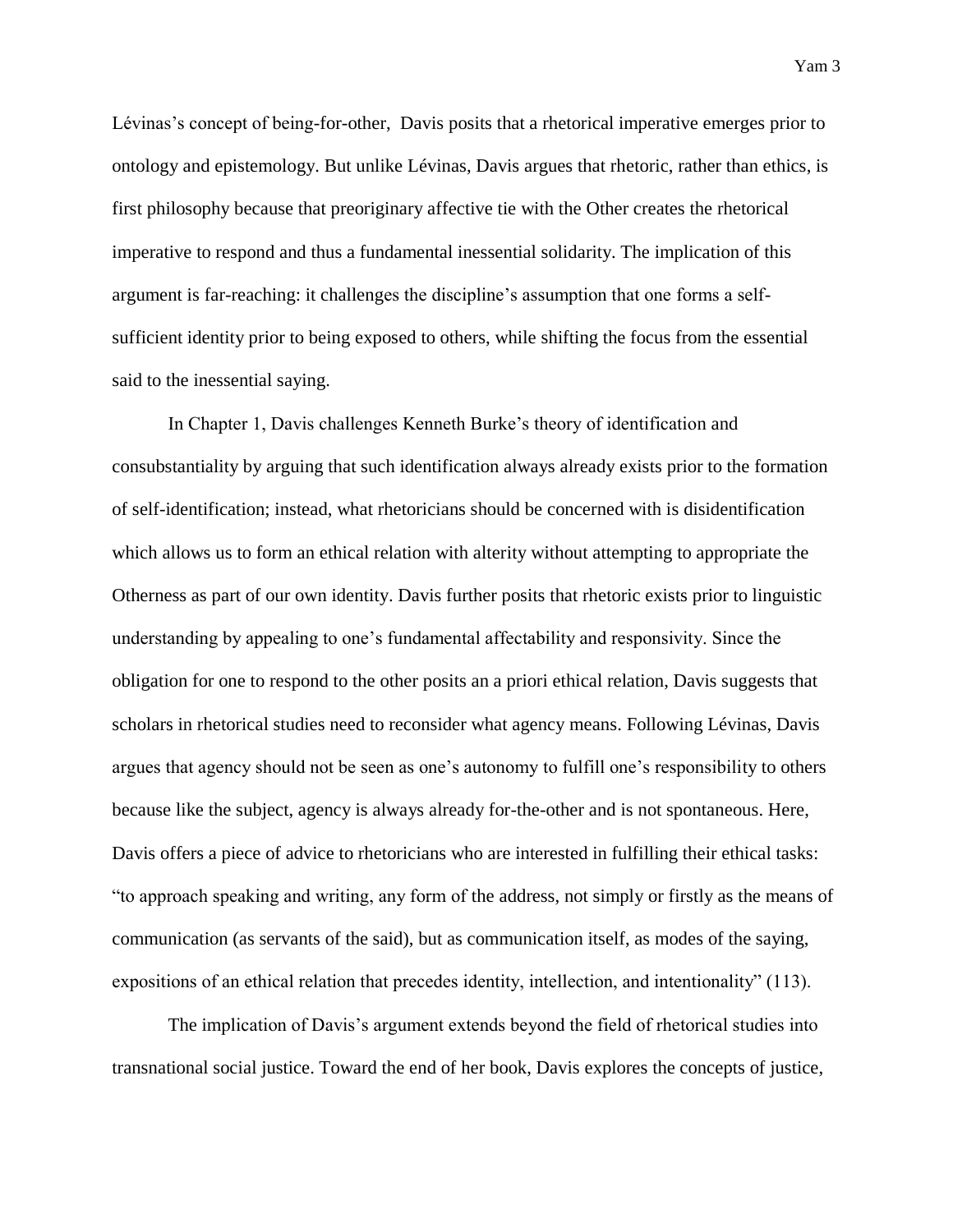Lévinas's concept of being-for-other, Davis posits that a rhetorical imperative emerges prior to ontology and epistemology. But unlike Lévinas, Davis argues that rhetoric, rather than ethics, is first philosophy because that preoriginary affective tie with the Other creates the rhetorical imperative to respond and thus a fundamental inessential solidarity. The implication of this argument is far-reaching: it challenges the discipline's assumption that one forms a self-sufficient identity prior to being exposed to others, while shifting the focus from the essential said to the inessential saying.

In Chapter 1, Davis challenges Kenneth Burke's theory of identification and consubstantiality by arguing that such identification always already exists prior to the formation of self-identification; instead, what rhetoricians should be concerned with is disidentification which allows us to form an ethical relation with alterity without attempting to appropriate the Otherness as part of our own identity. Davis further posits that rhetoric exists prior to linguistic understanding by appealing to one's fundamental affectability and responsivity. Since the obligation for one to respond to the other posits an a priori ethical relation, Davis suggests that scholars in rhetorical studies need to reconsider what agency means. Following Lévinas, Davis argues that agency should not be seen as one's autonomy to fulfill one's responsibility to others because like the subject, agency is always already for-the-other and is not spontaneous. Here, Davis offers a piece of advice to rhetoricians who are interested in fulfilling their ethical tasks: "to approach speaking and writing, any form of the address, not simply or firstly as the means of communication (as servants of the said), but as communication itself, as modes of the saying, expositions of an ethical relation that precedes identity, intellection, and intentionality" (113).

The implication of Davis's argument extends beyond the field of rhetorical studies into transnational social justice. Toward the end of her book, Davis explores the concepts of justice,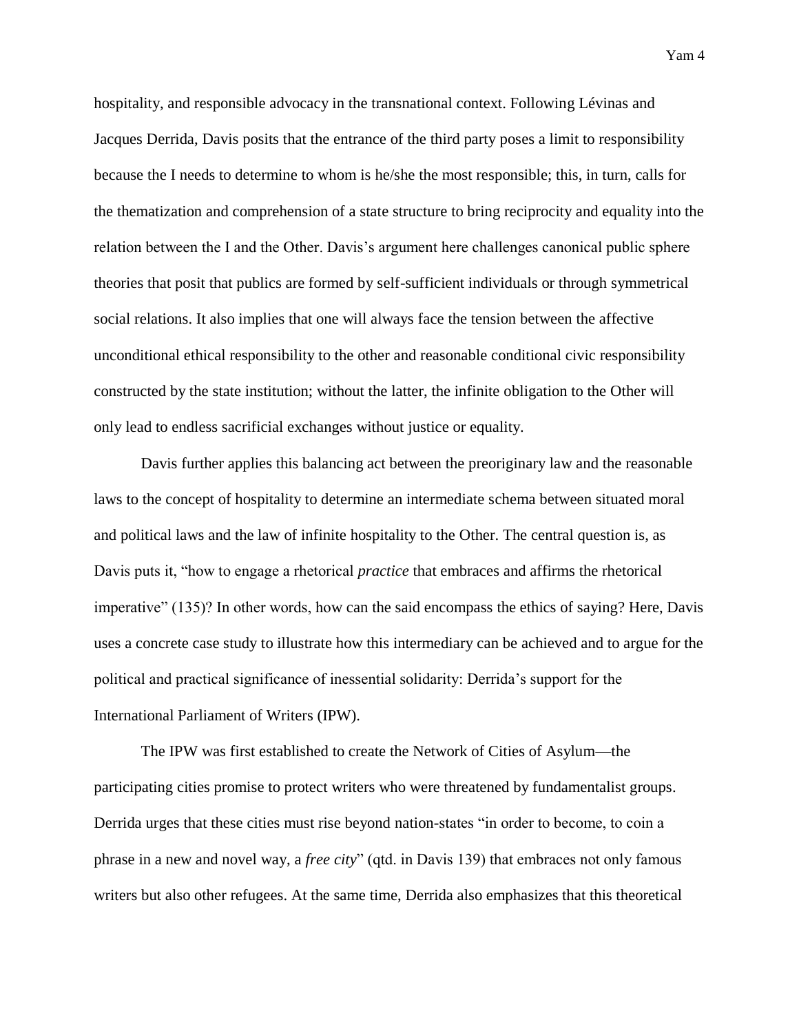hospitality, and responsible advocacy in the transnational context. Following Lévinas and Jacques Derrida, Davis posits that the entrance of the third party poses a limit to responsibility because the I needs to determine to whom is he/she the most responsible; this, in turn, calls for the thematization and comprehension of a state structure to bring reciprocity and equality into the relation between the I and the Other. Davis's argument here challenges canonical public sphere theories that posit that publics are formed by self-sufficient individuals or through symmetrical social relations. It also implies that one will always face the tension between the affective unconditional ethical responsibility to the other and reasonable conditional civic responsibility constructed by the state institution; without the latter, the infinite obligation to the Other will only lead to endless sacrificial exchanges without justice or equality.

Davis further applies this balancing act between the preoriginary law and the reasonable laws to the concept of hospitality to determine an intermediate schema between situated moral and political laws and the law of infinite hospitality to the Other. The central question is, as Davis puts it, "how to engage a rhetorical *practice* that embraces and affirms the rhetorical imperative" (135)? In other words, how can the said encompass the ethics of saying? Here, Davis uses a concrete case study to illustrate how this intermediary can be achieved and to argue for the political and practical significance of inessential solidarity: Derrida's support for the International Parliament of Writers (IPW).

The IPW was first established to create the Network of Cities of Asylum—the participating cities promise to protect writers who were threatened by fundamentalist groups. Derrida urges that these cities must rise beyond nation-states "in order to become, to coin a phrase in a new and novel way, a *free city*" (qtd. in Davis 139) that embraces not only famous writers but also other refugees. At the same time, Derrida also emphasizes that this theoretical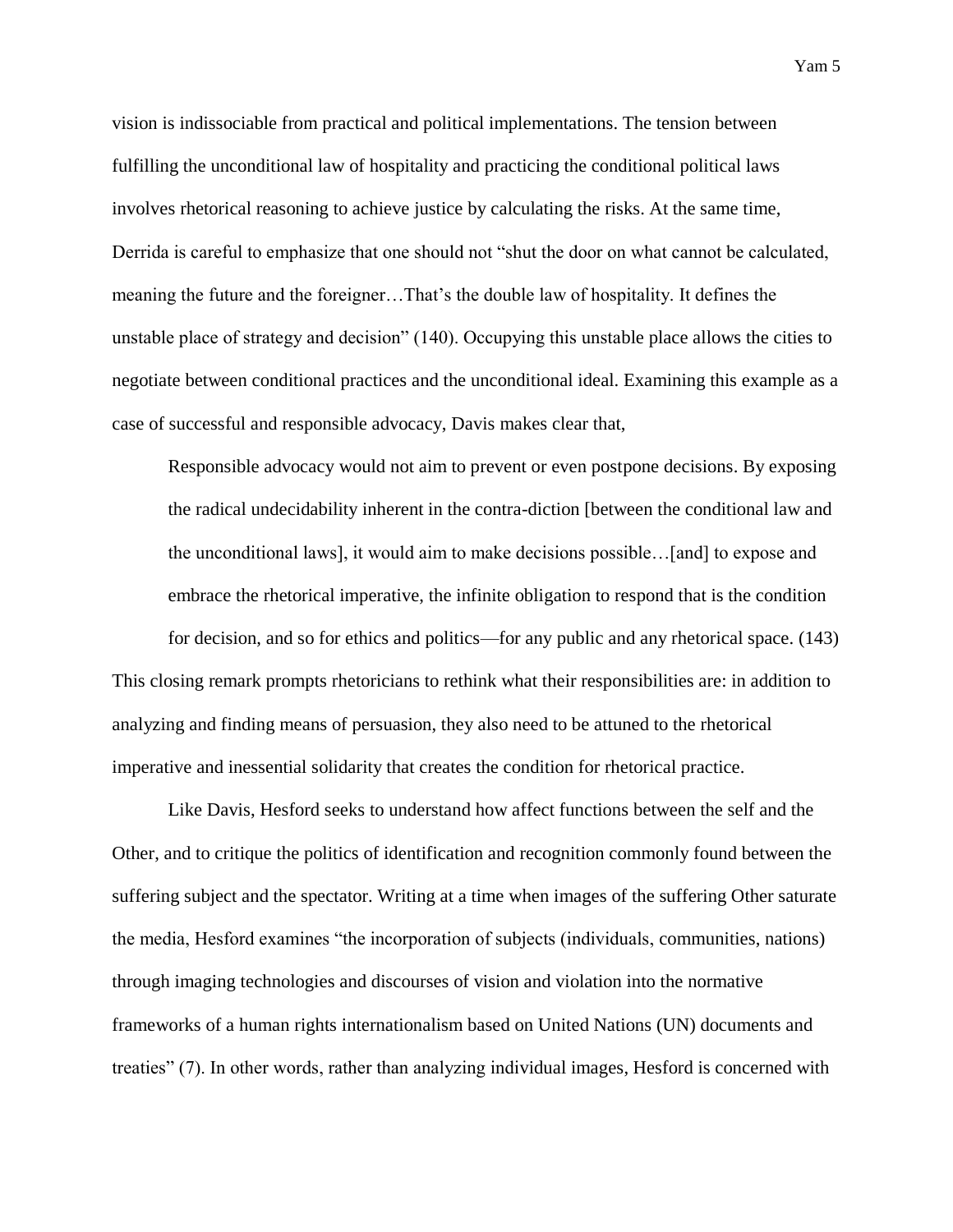vision is indissociable from practical and political implementations. The tension between fulfilling the unconditional law of hospitality and practicing the conditional political laws involves rhetorical reasoning to achieve justice by calculating the risks. At the same time, Derrida is careful to emphasize that one should not "shut the door on what cannot be calculated, meaning the future and the foreigner…That's the double law of hospitality. It defines the unstable place of strategy and decision" (140). Occupying this unstable place allows the cities to negotiate between conditional practices and the unconditional ideal. Examining this example as a case of successful and responsible advocacy, Davis makes clear that,

> Responsible advocacy would not aim to prevent or even postpone decisions. By exposing the radical undecidability inherent in the contra-diction [between the conditional law and the unconditional laws], it would aim to make decisions possible…[and] to expose and embrace the rhetorical imperative, the infinite obligation to respond that is the condition for decision, and so for ethics and politics—for any public and any rhetorical space. (143)

This closing remark prompts rhetoricians to rethink what their responsibilities are: in addition to analyzing and finding means of persuasion, they also need to be attuned to the rhetorical imperative and inessential solidarity that creates the condition for rhetorical practice.

Like Davis, Hesford seeks to understand how affect functions between the self and the Other, and to critique the politics of identification and recognition commonly found between the suffering subject and the spectator. Writing at a time when images of the suffering Other saturate the media, Hesford examines "the incorporation of subjects (individuals, communities, nations) through imaging technologies and discourses of vision and violation into the normative frameworks of a human rights internationalism based on United Nations (UN) documents and treaties" (7). In other words, rather than analyzing individual images, Hesford is concerned with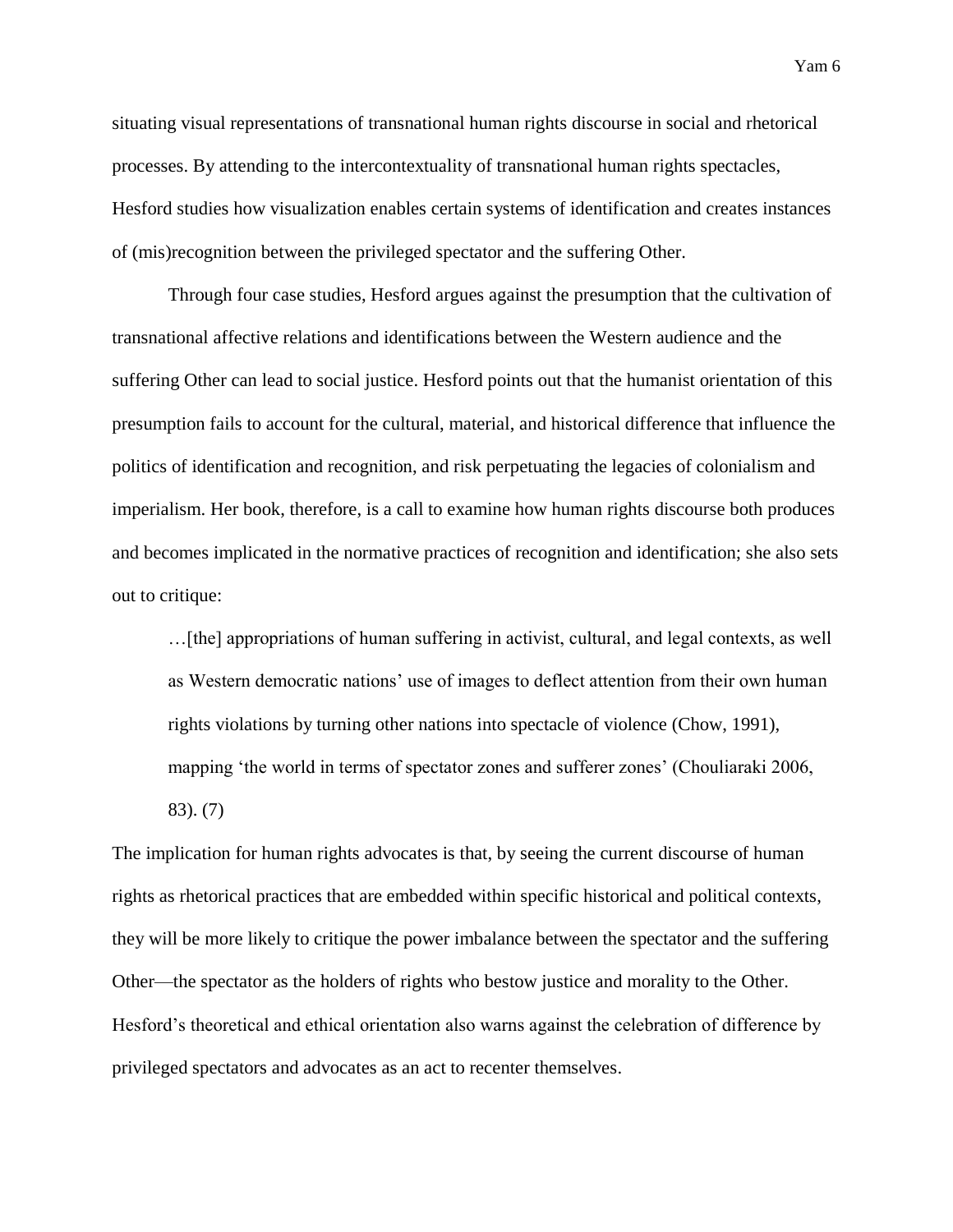situating visual representations of transnational human rights discourse in social and rhetorical processes. By attending to the intercontextuality of transnational human rights spectacles, Hesford studies how visualization enables certain systems of identification and creates instances of (mis)recognition between the privileged spectator and the suffering Other.

Through four case studies, Hesford argues against the presumption that the cultivation of transnational affective relations and identifications between the Western audience and the suffering Other can lead to social justice. Hesford points out that the humanist orientation of this presumption fails to account for the cultural, material, and historical difference that influence the politics of identification and recognition, and risk perpetuating the legacies of colonialism and imperialism. Her book, therefore, is a call to examine how human rights discourse both produces and becomes implicated in the normative practices of recognition and identification; she also sets out to critique:

> …[the] appropriations of human suffering in activist, cultural, and legal contexts, as well as Western democratic nations' use of images to deflect attention from their own human rights violations by turning other nations into spectacle of violence (Chow, 1991), mapping 'the world in terms of spectator zones and sufferer zones' (Chouliaraki 2006, 83). (7)

The implication for human rights advocates is that, by seeing the current discourse of human rights as rhetorical practices that are embedded within specific historical and political contexts, they will be more likely to critique the power imbalance between the spectator and the suffering Other—the spectator as the holders of rights who bestow justice and morality to the Other. Hesford's theoretical and ethical orientation also warns against the celebration of difference by privileged spectators and advocates as an act to recenter themselves.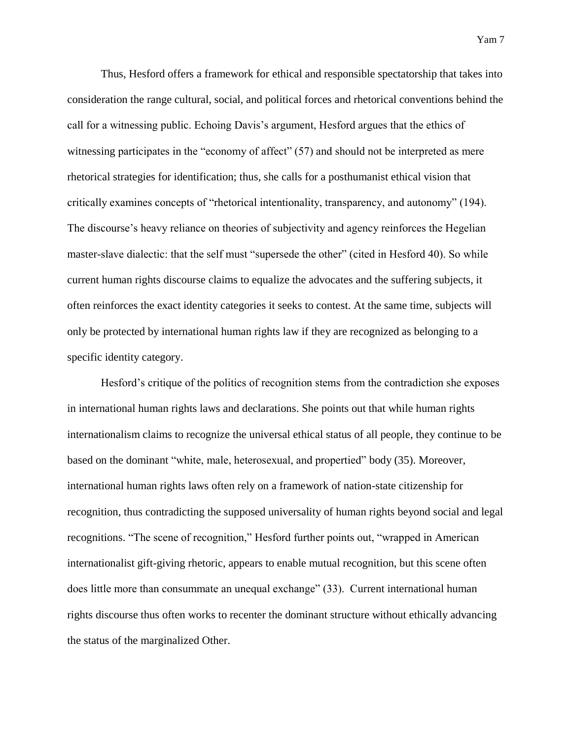Thus, Hesford offers a framework for ethical and responsible spectatorship that takes into consideration the range cultural, social, and political forces and rhetorical conventions behind the call for a witnessing public. Echoing Davis's argument, Hesford argues that the ethics of witnessing participates in the "economy of affect" (57) and should not be interpreted as mere rhetorical strategies for identification; thus, she calls for a posthumanist ethical vision that critically examines concepts of "rhetorical intentionality, transparency, and autonomy" (194). The discourse's heavy reliance on theories of subjectivity and agency reinforces the Hegelian master-slave dialectic: that the self must "supersede the other" (cited in Hesford 40). So while current human rights discourse claims to equalize the advocates and the suffering subjects, it often reinforces the exact identity categories it seeks to contest. At the same time, subjects will only be protected by international human rights law if they are recognized as belonging to a specific identity category.

Hesford's critique of the politics of recognition stems from the contradiction she exposes in international human rights laws and declarations. She points out that while human rights internationalism claims to recognize the universal ethical status of all people, they continue to be based on the dominant "white, male, heterosexual, and propertied" body (35). Moreover, international human rights laws often rely on a framework of nation-state citizenship for recognition, thus contradicting the supposed universality of human rights beyond social and legal recognitions. "The scene of recognition," Hesford further points out, "wrapped in American internationalist gift-giving rhetoric, appears to enable mutual recognition, but this scene often does little more than consummate an unequal exchange" (33). Current international human rights discourse thus often works to recenter the dominant structure without ethically advancing the status of the marginalized Other.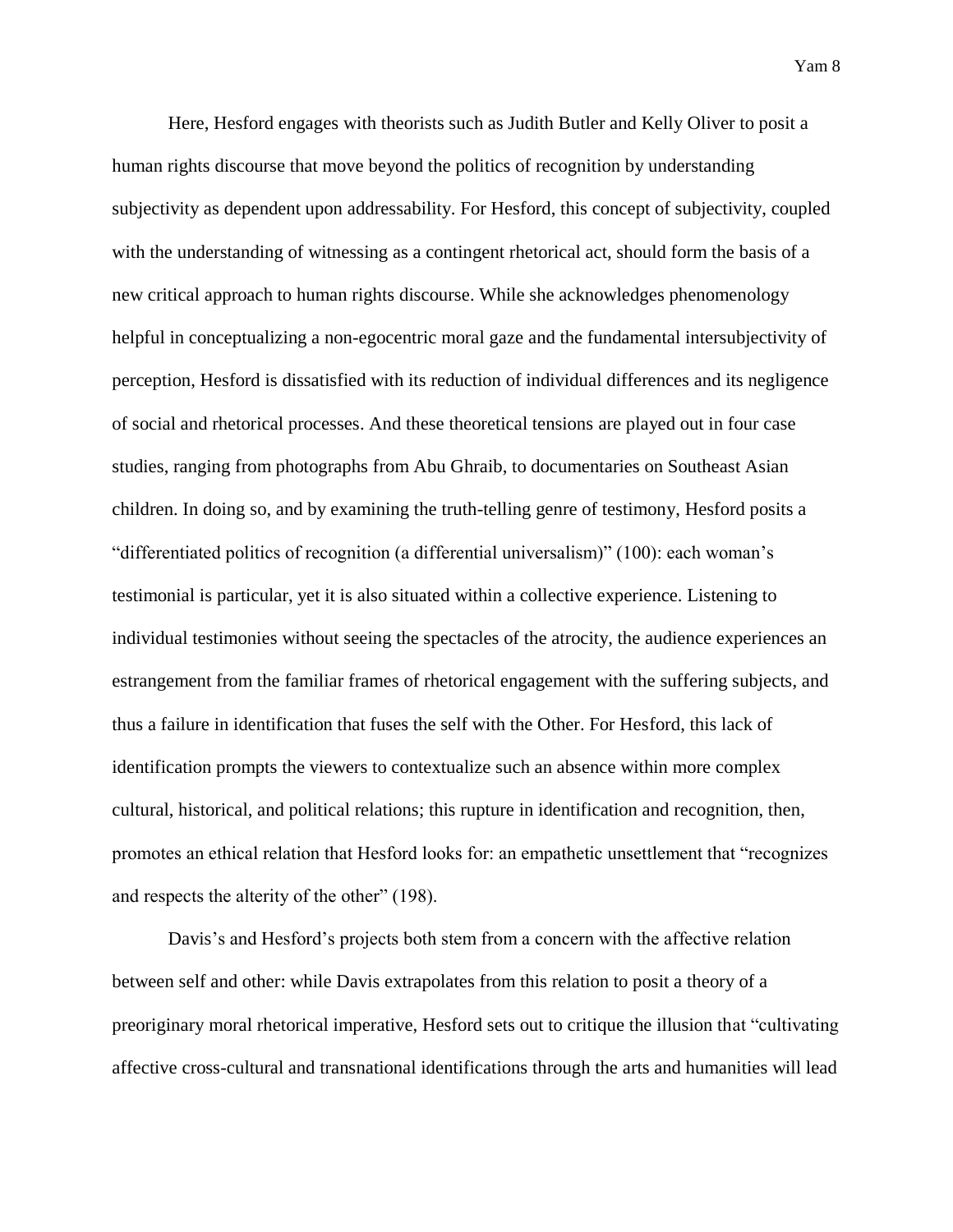Here, Hesford engages with theorists such as Judith Butler and Kelly Oliver to posit a human rights discourse that move beyond the politics of recognition by understanding subjectivity as dependent upon addressability. For Hesford, this concept of subjectivity, coupled with the understanding of witnessing as a contingent rhetorical act, should form the basis of a new critical approach to human rights discourse. While she acknowledges phenomenology helpful in conceptualizing a non-egocentric moral gaze and the fundamental intersubjectivity of perception, Hesford is dissatisfied with its reduction of individual differences and its negligence of social and rhetorical processes. And these theoretical tensions are played out in four case studies, ranging from photographs from Abu Ghraib, to documentaries on Southeast Asian children. In doing so, and by examining the truth-telling genre of testimony, Hesford posits a "differentiated politics of recognition (a differential universalism)" (100): each woman's testimonial is particular, yet it is also situated within a collective experience. Listening to individual testimonies without seeing the spectacles of the atrocity, the audience experiences an estrangement from the familiar frames of rhetorical engagement with the suffering subjects, and thus a failure in identification that fuses the self with the Other. For Hesford, this lack of identification prompts the viewers to contextualize such an absence within more complex cultural, historical, and political relations; this rupture in identification and recognition, then, promotes an ethical relation that Hesford looks for: an empathetic unsettlement that "recognizes and respects the alterity of the other" (198).

Davis's and Hesford's projects both stem from a concern with the affective relation between self and other: while Davis extrapolates from this relation to posit a theory of a preoriginary moral rhetorical imperative, Hesford sets out to critique the illusion that "cultivating affective cross-cultural and transnational identifications through the arts and humanities will lead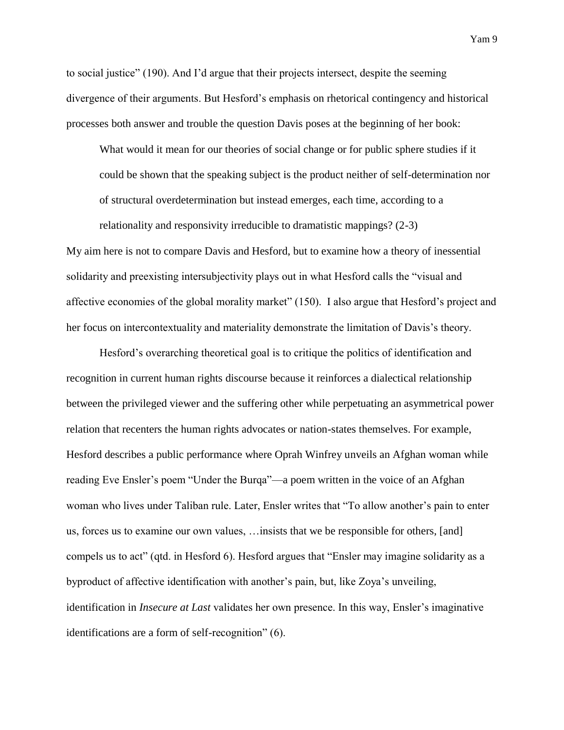to social justice" (190). And I'd argue that their projects intersect, despite the seeming divergence of their arguments. But Hesford's emphasis on rhetorical contingency and historical processes both answer and trouble the question Davis poses at the beginning of her book:

> What would it mean for our theories of social change or for public sphere studies if it could be shown that the speaking subject is the product neither of self-determination nor of structural overdetermination but instead emerges, each time, according to a relationality and responsivity irreducible to dramatistic mappings? (2-3)

My aim here is not to compare Davis and Hesford, but to examine how a theory of inessential solidarity and preexisting intersubjectivity plays out in what Hesford calls the "visual and affective economies of the global morality market" (150). I also argue that Hesford's project and her focus on intercontextuality and materiality demonstrate the limitation of Davis's theory.

Hesford's overarching theoretical goal is to critique the politics of identification and recognition in current human rights discourse because it reinforces a dialectical relationship between the privileged viewer and the suffering other while perpetuating an asymmetrical power relation that recenters the human rights advocates or nation-states themselves. For example, Hesford describes a public performance where Oprah Winfrey unveils an Afghan woman while reading Eve Ensler's poem "Under the Burqa"—a poem written in the voice of an Afghan woman who lives under Taliban rule. Later, Ensler writes that "To allow another's pain to enter us, forces us to examine our own values, …insists that we be responsible for others, [and] compels us to act" (qtd. in Hesford 6). Hesford argues that "Ensler may imagine solidarity as a byproduct of affective identification with another's pain, but, like Zoya's unveiling, identification in *Insecure at Last* validates her own presence. In this way, Ensler's imaginative identifications are a form of self-recognition" (6).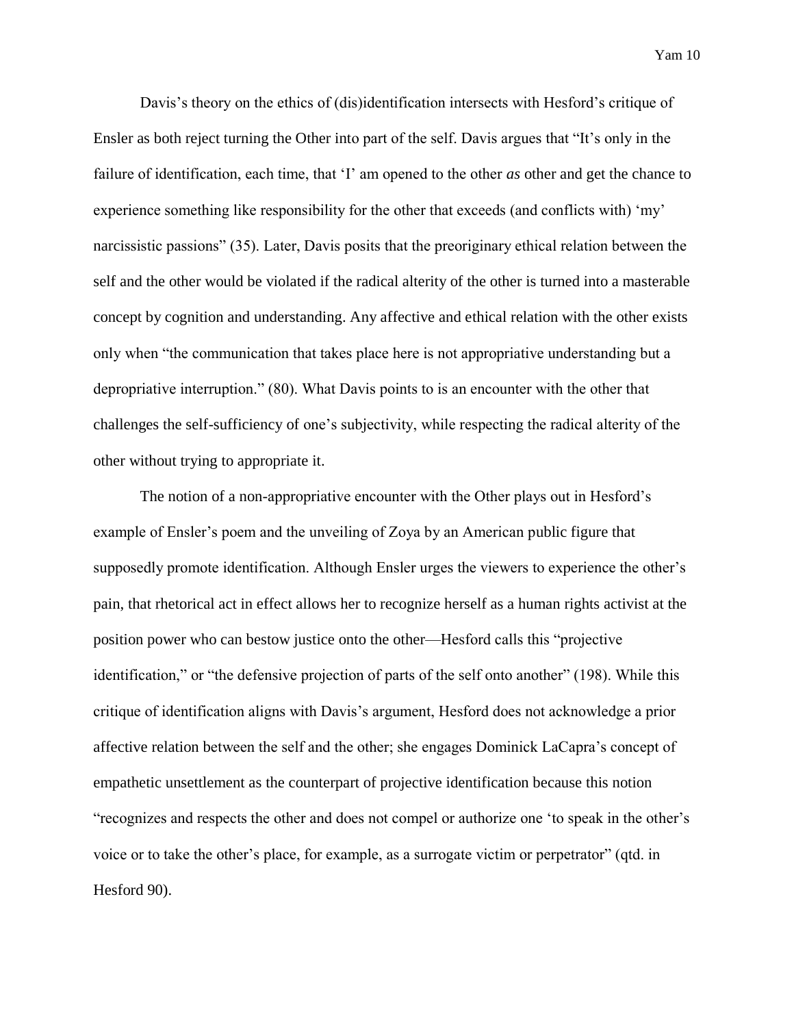Davis's theory on the ethics of (dis)identification intersects with Hesford's critique of Ensler as both reject turning the Other into part of the self. Davis argues that "It's only in the failure of identification, each time, that 'I' am opened to the other *as* other and get the chance to experience something like responsibility for the other that exceeds (and conflicts with) 'my' narcissistic passions" (35). Later, Davis posits that the preoriginary ethical relation between the self and the other would be violated if the radical alterity of the other is turned into a masterable concept by cognition and understanding. Any affective and ethical relation with the other exists only when "the communication that takes place here is not appropriative understanding but a depropriative interruption." (80). What Davis points to is an encounter with the other that challenges the self-sufficiency of one's subjectivity, while respecting the radical alterity of the other without trying to appropriate it.

The notion of a non-appropriative encounter with the Other plays out in Hesford's example of Ensler's poem and the unveiling of Zoya by an American public figure that supposedly promote identification. Although Ensler urges the viewers to experience the other's pain, that rhetorical act in effect allows her to recognize herself as a human rights activist at the position power who can bestow justice onto the other—Hesford calls this "projective identification," or "the defensive projection of parts of the self onto another" (198). While this critique of identification aligns with Davis's argument, Hesford does not acknowledge a prior affective relation between the self and the other; she engages Dominick LaCapra's concept of empathetic unsettlement as the counterpart of projective identification because this notion "recognizes and respects the other and does not compel or authorize one 'to speak in the other's voice or to take the other's place, for example, as a surrogate victim or perpetrator" (qtd. in Hesford 90).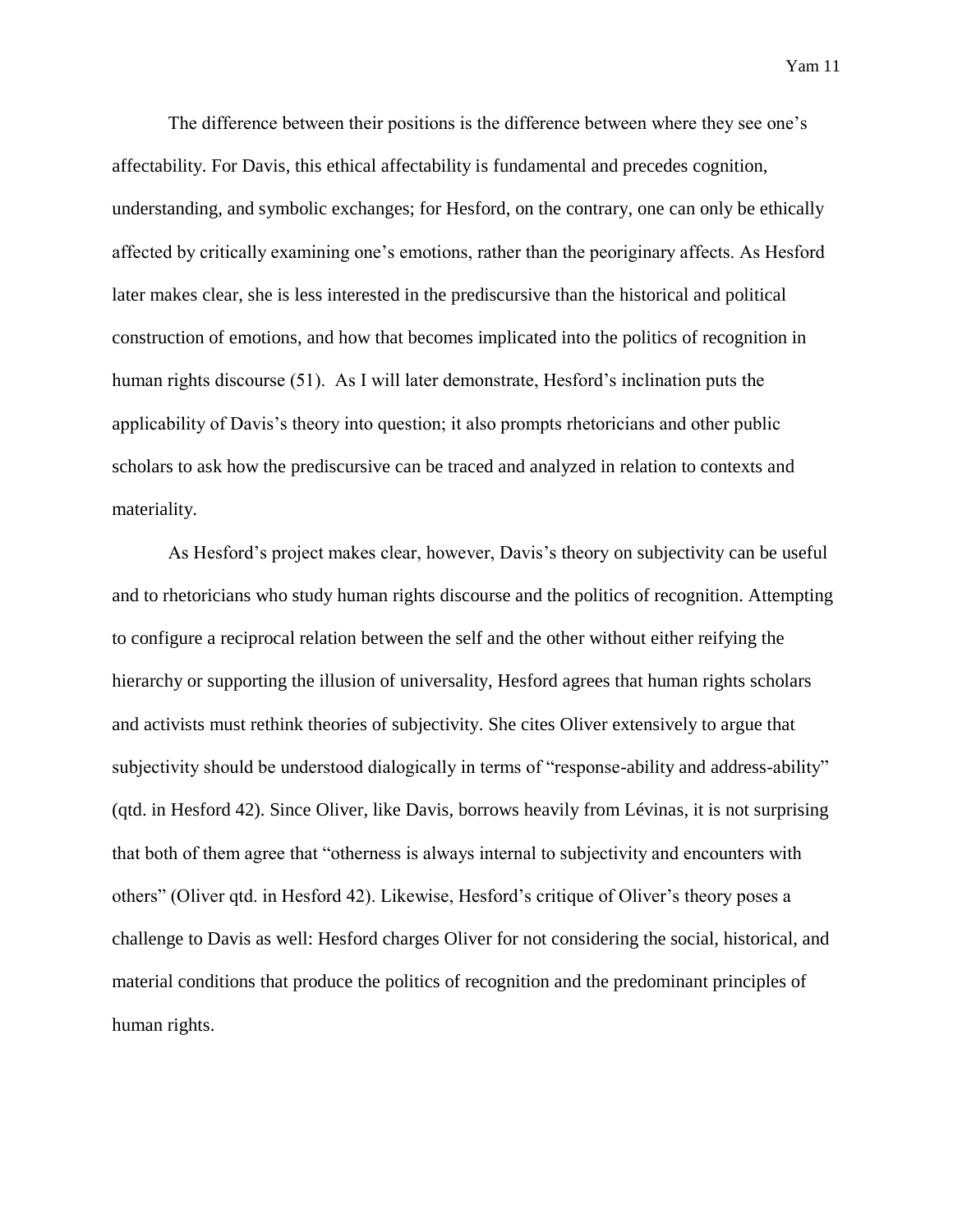The difference between their positions is the difference between where they see one's affectability. For Davis, this ethical affectability is fundamental and precedes cognition, understanding, and symbolic exchanges; for Hesford, on the contrary, one can only be ethically affected by critically examining one's emotions, rather than the peoriginary affects. As Hesford later makes clear, she is less interested in the prediscursive than the historical and political construction of emotions, and how that becomes implicated into the politics of recognition in human rights discourse (51). As I will later demonstrate, Hesford's inclination puts the applicability of Davis's theory into question; it also prompts rhetoricians and other public scholars to ask how the prediscursive can be traced and analyzed in relation to contexts and materiality.

As Hesford's project makes clear, however, Davis's theory on subjectivity can be useful and to rhetoricians who study human rights discourse and the politics of recognition. Attempting to configure a reciprocal relation between the self and the other without either reifying the hierarchy or supporting the illusion of universality, Hesford agrees that human rights scholars and activists must rethink theories of subjectivity. She cites Oliver extensively to argue that subjectivity should be understood dialogically in terms of "response-ability and address-ability" (qtd. in Hesford 42). Since Oliver, like Davis, borrows heavily from Lévinas, it is not surprising that both of them agree that "otherness is always internal to subjectivity and encounters with others" (Oliver qtd. in Hesford 42). Likewise, Hesford's critique of Oliver's theory poses a challenge to Davis as well: Hesford charges Oliver for not considering the social, historical, and material conditions that produce the politics of recognition and the predominant principles of human rights.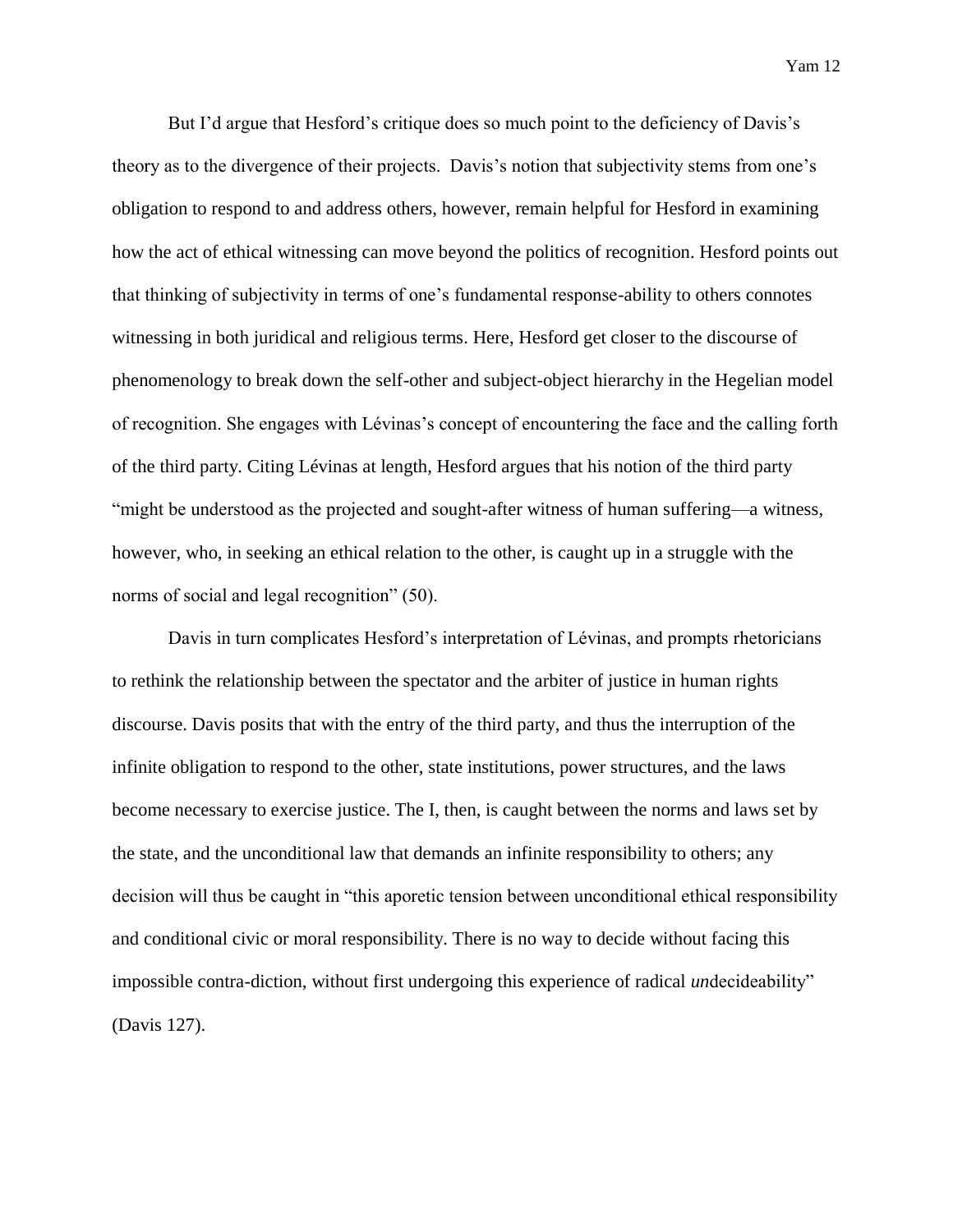But I'd argue that Hesford's critique does so much point to the deficiency of Davis's theory as to the divergence of their projects.  Davis's notion that subjectivity stems from one's obligation to respond to and address others, however, remain helpful for Hesford in examining how the act of ethical witnessing can move beyond the politics of recognition. Hesford points out that thinking of subjectivity in terms of one's fundamental response-ability to others connotes witnessing in both juridical and religious terms. Here, Hesford get closer to the discourse of phenomenology to break down the self-other and subject-object hierarchy in the Hegelian model of recognition. She engages with Lévinas's concept of encountering the face and the calling forth of the third party. Citing Lévinas at length, Hesford argues that his notion of the third party "might be understood as the projected and sought-after witness of human suffering—a witness, however, who, in seeking an ethical relation to the other, is caught up in a struggle with the norms of social and legal recognition" (50).

Davis in turn complicates Hesford's interpretation of Lévinas, and prompts rhetoricians to rethink the relationship between the spectator and the arbiter of justice in human rights discourse. Davis posits that with the entry of the third party, and thus the interruption of the infinite obligation to respond to the other, state institutions, power structures, and the laws become necessary to exercise justice. The I, then, is caught between the norms and laws set by the state, and the unconditional law that demands an infinite responsibility to others; any decision will thus be caught in "this aporetic tension between unconditional ethical responsibility and conditional civic or moral responsibility. There is no way to decide without facing this impossible contra-diction, without first undergoing this experience of radical *un*decideability" (Davis 127).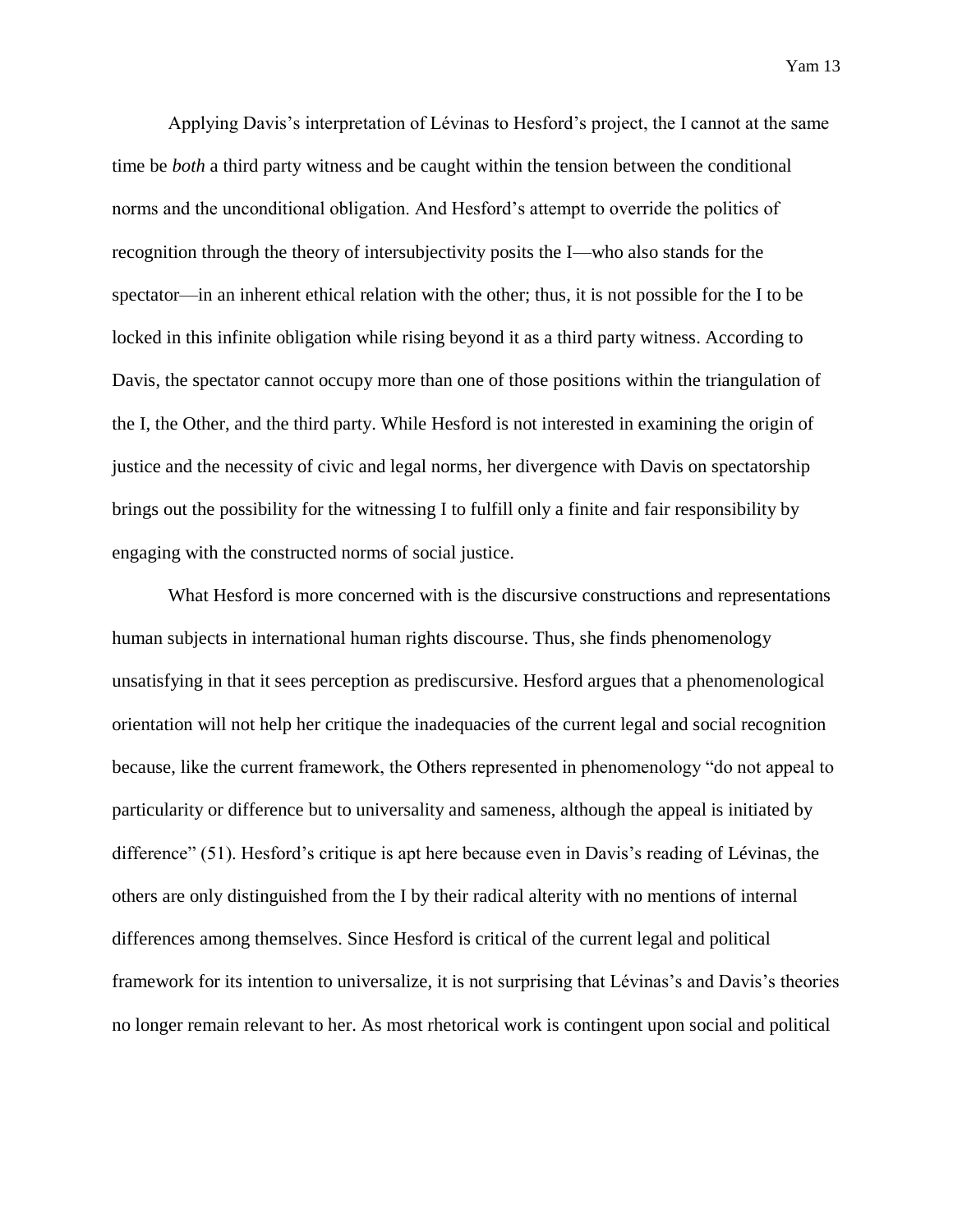Applying Davis's interpretation of Lévinas to Hesford's project, the I cannot at the same time be *both* a third party witness and be caught within the tension between the conditional norms and the unconditional obligation. And Hesford's attempt to override the politics of recognition through the theory of intersubjectivity posits the I—who also stands for the spectator—in an inherent ethical relation with the other; thus, it is not possible for the I to be locked in this infinite obligation while rising beyond it as a third party witness. According to Davis, the spectator cannot occupy more than one of those positions within the triangulation of the I, the Other, and the third party. While Hesford is not interested in examining the origin of justice and the necessity of civic and legal norms, her divergence with Davis on spectatorship brings out the possibility for the witnessing I to fulfill only a finite and fair responsibility by engaging with the constructed norms of social justice.

What Hesford is more concerned with is the discursive constructions and representations human subjects in international human rights discourse. Thus, she finds phenomenology unsatisfying in that it sees perception as prediscursive. Hesford argues that a phenomenological orientation will not help her critique the inadequacies of the current legal and social recognition because, like the current framework, the Others represented in phenomenology "do not appeal to particularity or difference but to universality and sameness, although the appeal is initiated by difference" (51). Hesford's critique is apt here because even in Davis's reading of Lévinas, the others are only distinguished from the I by their radical alterity with no mentions of internal differences among themselves. Since Hesford is critical of the current legal and political framework for its intention to universalize, it is not surprising that Lévinas's and Davis's theories no longer remain relevant to her. As most rhetorical work is contingent upon social and political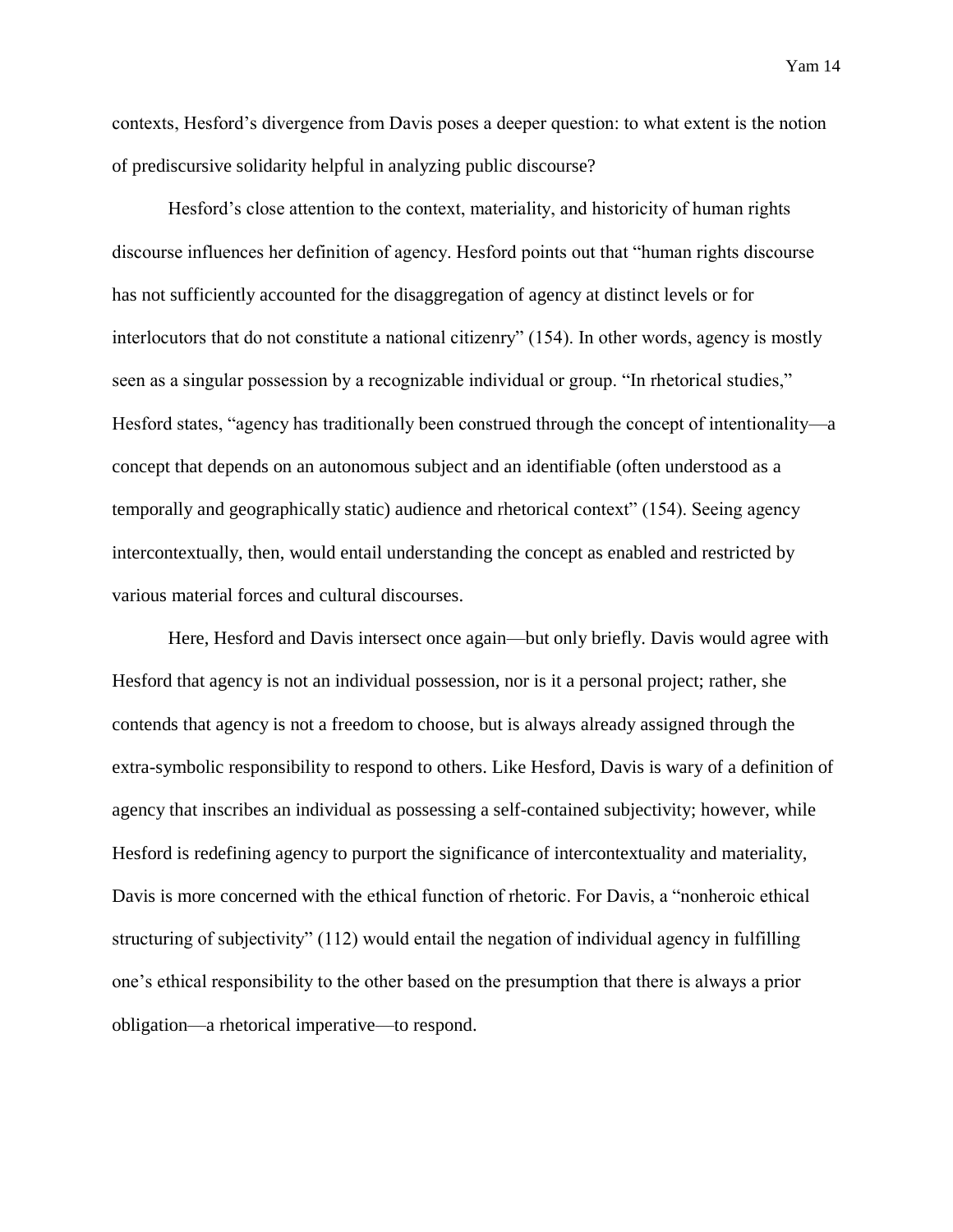contexts, Hesford's divergence from Davis poses a deeper question: to what extent is the notion of prediscursive solidarity helpful in analyzing public discourse?

Hesford's close attention to the context, materiality, and historicity of human rights discourse influences her definition of agency. Hesford points out that "human rights discourse has not sufficiently accounted for the disaggregation of agency at distinct levels or for interlocutors that do not constitute a national citizenry" (154). In other words, agency is mostly seen as a singular possession by a recognizable individual or group. "In rhetorical studies," Hesford states, "agency has traditionally been construed through the concept of intentionality—a concept that depends on an autonomous subject and an identifiable (often understood as a temporally and geographically static) audience and rhetorical context" (154). Seeing agency intercontextually, then, would entail understanding the concept as enabled and restricted by various material forces and cultural discourses.

Here, Hesford and Davis intersect once again—but only briefly. Davis would agree with Hesford that agency is not an individual possession, nor is it a personal project; rather, she contends that agency is not a freedom to choose, but is always already assigned through the extra-symbolic responsibility to respond to others. Like Hesford, Davis is wary of a definition of agency that inscribes an individual as possessing a self-contained subjectivity; however, while Hesford is redefining agency to purport the significance of intercontextuality and materiality, Davis is more concerned with the ethical function of rhetoric. For Davis, a "nonheroic ethical structuring of subjectivity" (112) would entail the negation of individual agency in fulfilling one's ethical responsibility to the other based on the presumption that there is always a prior obligation—a rhetorical imperative—to respond.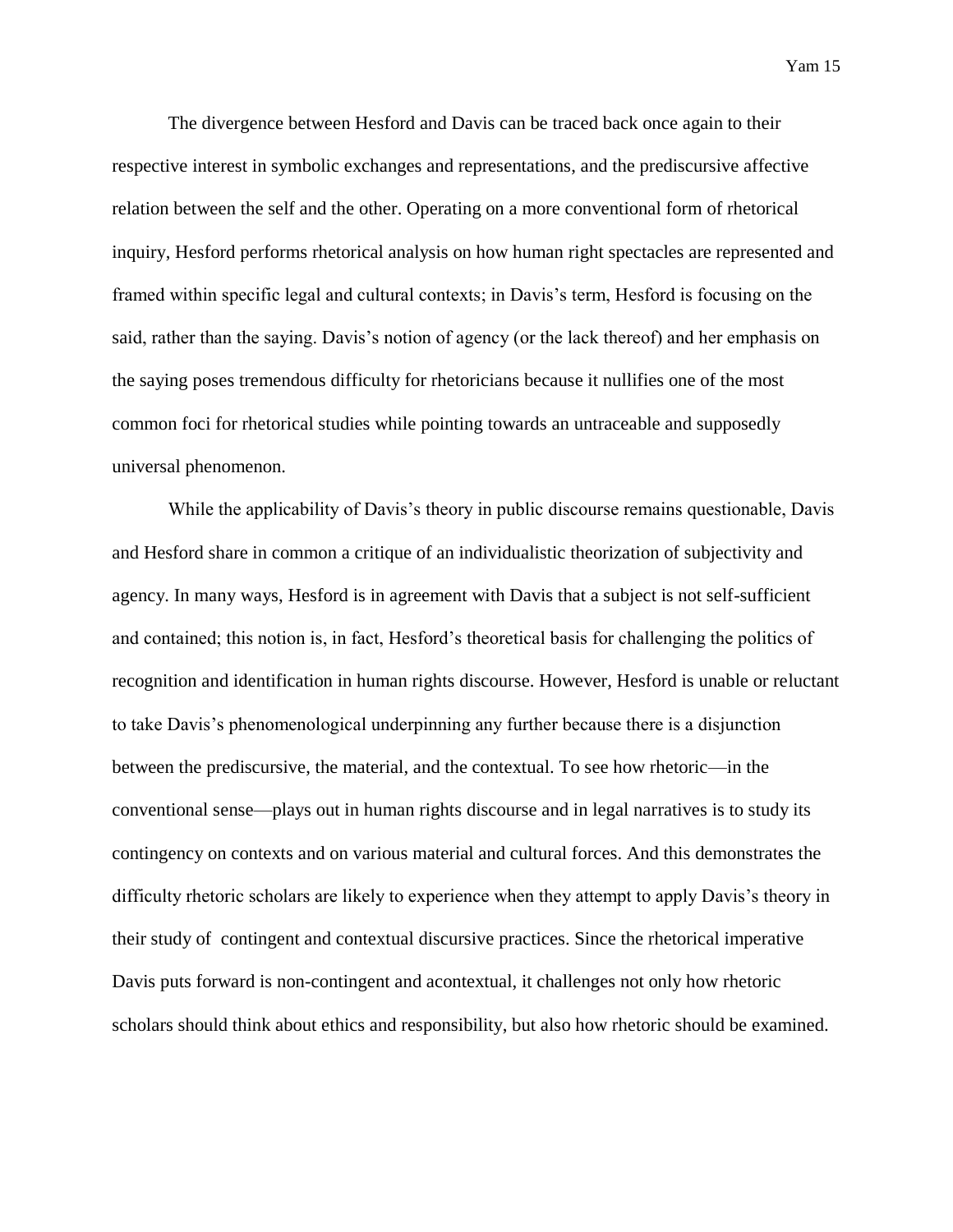The divergence between Hesford and Davis can be traced back once again to their respective interest in symbolic exchanges and representations, and the prediscursive affective relation between the self and the other. Operating on a more conventional form of rhetorical inquiry, Hesford performs rhetorical analysis on how human right spectacles are represented and framed within specific legal and cultural contexts; in Davis's term, Hesford is focusing on the said, rather than the saying. Davis's notion of agency (or the lack thereof) and her emphasis on the saying poses tremendous difficulty for rhetoricians because it nullifies one of the most common foci for rhetorical studies while pointing towards an untraceable and supposedly universal phenomenon.

While the applicability of Davis's theory in public discourse remains questionable, Davis and Hesford share in common a critique of an individualistic theorization of subjectivity and agency. In many ways, Hesford is in agreement with Davis that a subject is not self-sufficient and contained; this notion is, in fact, Hesford's theoretical basis for challenging the politics of recognition and identification in human rights discourse. However, Hesford is unable or reluctant to take Davis's phenomenological underpinning any further because there is a disjunction between the prediscursive, the material, and the contextual. To see how rhetoric—in the conventional sense—plays out in human rights discourse and in legal narratives is to study its contingency on contexts and on various material and cultural forces. And this demonstrates the difficulty rhetoric scholars are likely to experience when they attempt to apply Davis's theory in their study of contingent and contextual discursive practices. Since the rhetorical imperative Davis puts forward is non-contingent and acontextual, it challenges not only how rhetoric scholars should think about ethics and responsibility, but also how rhetoric should be examined.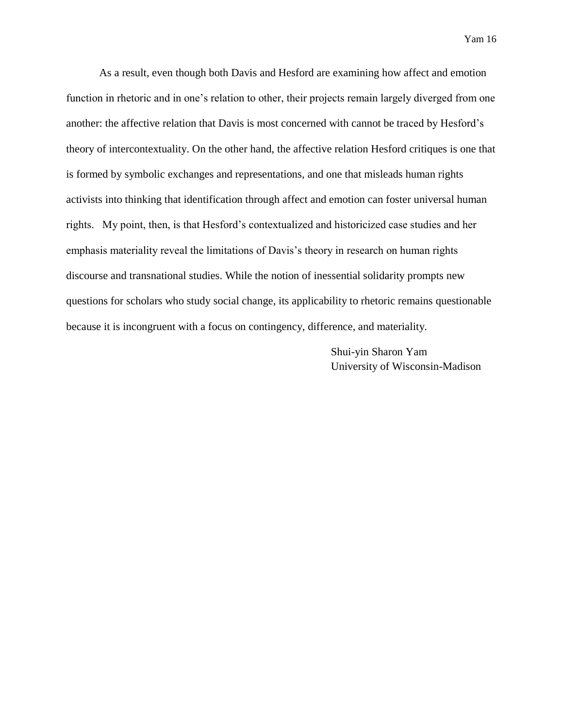As a result, even though both Davis and Hesford are examining how affect and emotion function in rhetoric and in one's relation to other, their projects remain largely diverged from one another: the affective relation that Davis is most concerned with cannot be traced by Hesford's theory of intercontextuality. On the other hand, the affective relation Hesford critiques is one that is formed by symbolic exchanges and representations, and one that misleads human rights activists into thinking that identification through affect and emotion can foster universal human rights. My point, then, is that Hesford's contextualized and historicized case studies and her emphasis materiality reveal the limitations of Davis's theory in research on human rights discourse and transnational studies. While the notion of inessential solidarity prompts new questions for scholars who study social change, its applicability to rhetoric remains questionable because it is incongruent with a focus on contingency, difference, and materiality.

Shui-yin Sharon Yam  
University of Wisconsin-Madison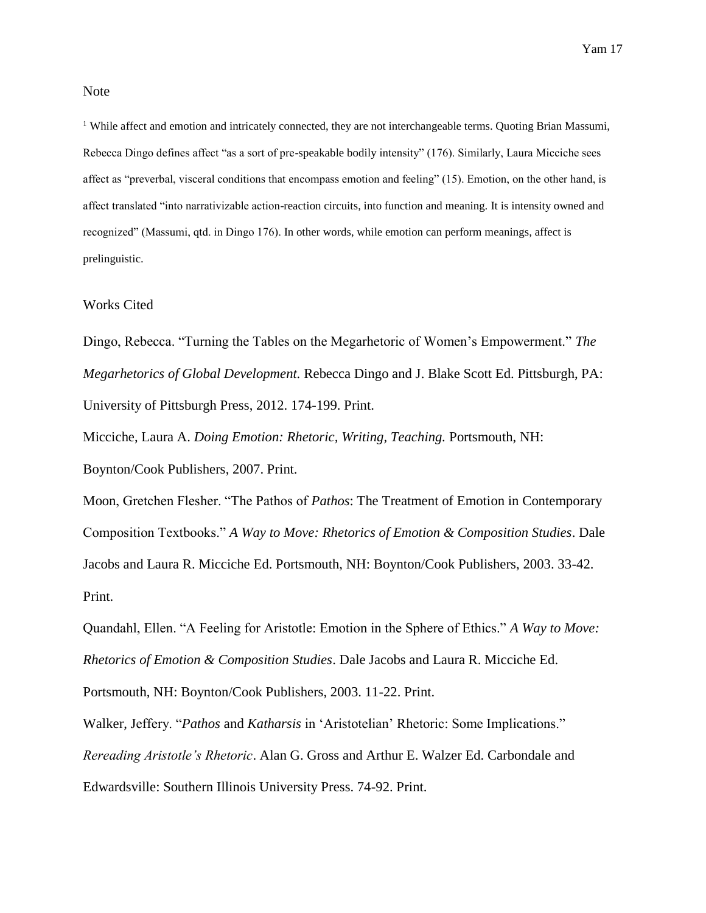## Note

[1] While affect and emotion and intricately connected, they are not interchangeable terms. Quoting Brian Massumi, Rebecca Dingo defines affect "as a sort of pre-speakable bodily intensity" (176). Similarly, Laura Micciche sees affect as "preverbal, visceral conditions that encompass emotion and feeling" (15). Emotion, on the other hand, is affect translated "into narrativizable action-reaction circuits, into function and meaning. It is intensity owned and recognized" (Massumi, qtd. in Dingo 176). In other words, while emotion can perform meanings, affect is prelinguistic.

## Works Cited

Dingo, Rebecca. "Turning the Tables on the Megarhetoric of Women's Empowerment." *The Megarhetorics of Global Development.* Rebecca Dingo and J. Blake Scott Ed. Pittsburgh, PA: University of Pittsburgh Press, 2012. 174-199. Print.

Micciche, Laura A. *Doing Emotion: Rhetoric, Writing, Teaching.* Portsmouth, NH: Boynton/Cook Publishers, 2007. Print.

Moon, Gretchen Flesher. "The Pathos of *Pathos*: The Treatment of Emotion in Contemporary Composition Textbooks." *A Way to Move: Rhetorics of Emotion & Composition Studies*. Dale Jacobs and Laura R. Micciche Ed. Portsmouth, NH: Boynton/Cook Publishers, 2003. 33-42. Print.

Quandahl, Ellen. "A Feeling for Aristotle: Emotion in the Sphere of Ethics." *A Way to Move: Rhetorics of Emotion & Composition Studies*. Dale Jacobs and Laura R. Micciche Ed. Portsmouth, NH: Boynton/Cook Publishers, 2003. 11-22. Print.

Walker, Jeffery. "*Pathos* and *Katharsis* in 'Aristotelian' Rhetoric: Some Implications." *Rereading Aristotle's Rhetoric*. Alan G. Gross and Arthur E. Walzer Ed. Carbondale and Edwardsville: Southern Illinois University Press. 74-92. Print.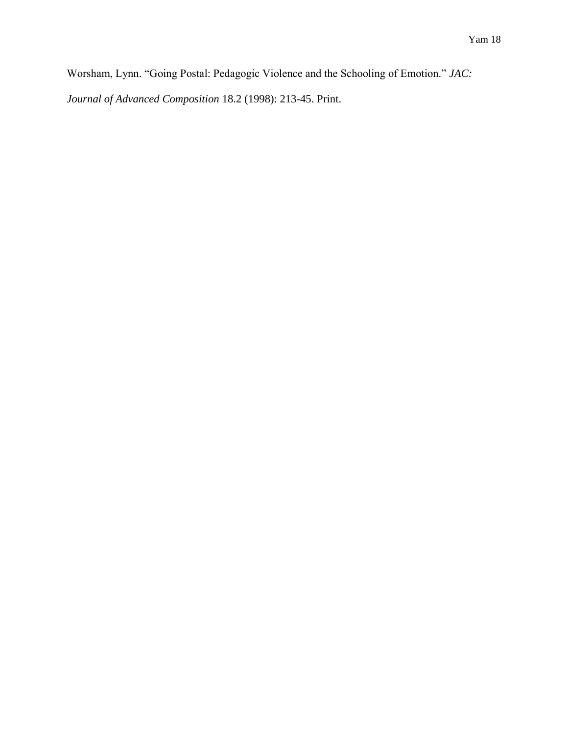Worsham, Lynn. "Going Postal: Pedagogic Violence and the Schooling of Emotion." *JAC: Journal of Advanced Composition* 18.2 (1998): 213-45. Print.